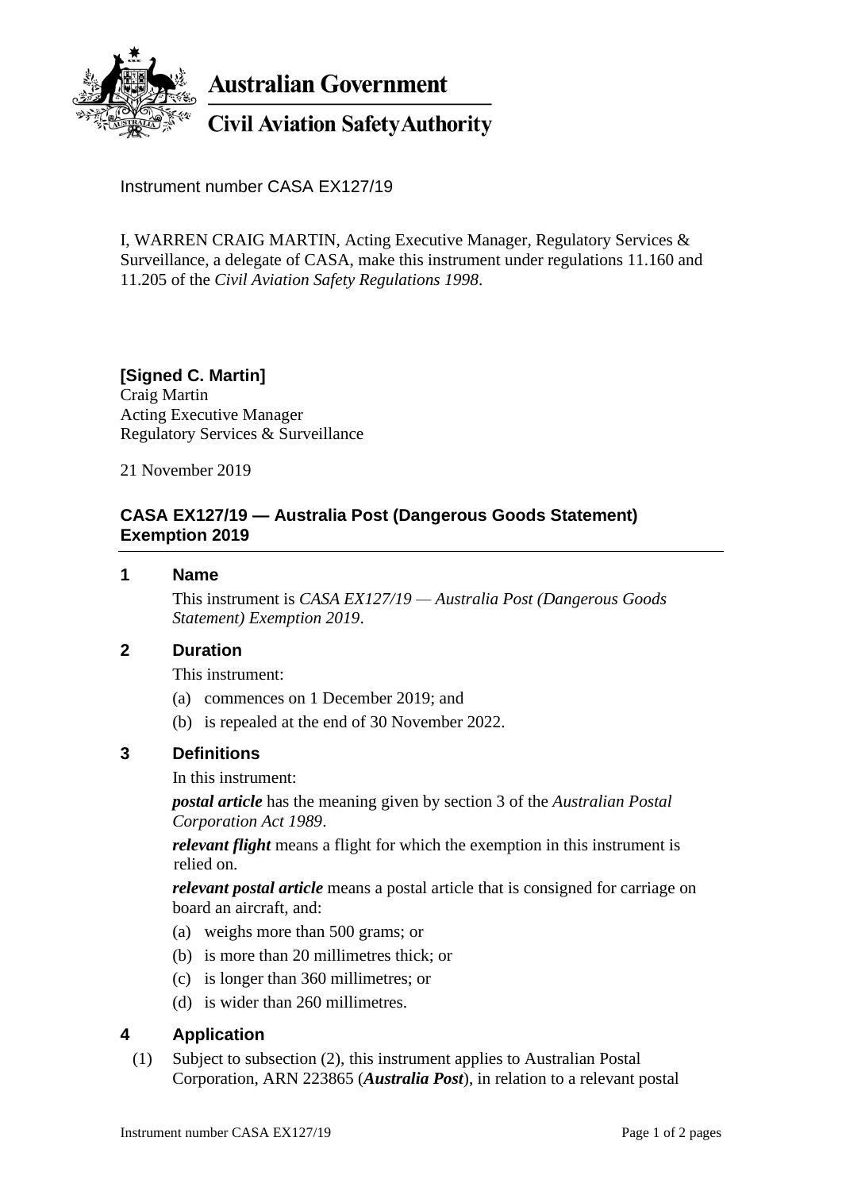**Australian Government**

**Civil Aviation Safety Authority**

Instrument number CASA EX127/19

I, WARREN CRAIG MARTIN, Acting Executive Manager, Regulatory Services & Surveillance, a delegate of CASA, make this instrument under regulations 11.160 and 11.205 of the *Civil Aviation Safety Regulations 1998*.

**[Signed C. Martin]**
Craig Martin
Acting Executive Manager
Regulatory Services & Surveillance

21 November 2019

## CASA EX127/19 — Australia Post (Dangerous Goods Statement) Exemption 2019

### 1 Name

This instrument is *CASA EX127/19 — Australia Post (Dangerous Goods Statement) Exemption 2019*.

### 2 Duration

This instrument:

(a) commences on 1 December 2019; and

(b) is repealed at the end of 30 November 2022.

### 3 Definitions

In this instrument:

***postal article*** has the meaning given by section 3 of the *Australian Postal Corporation Act 1989*.

***relevant flight*** means a flight for which the exemption in this instrument is relied on.

***relevant postal article*** means a postal article that is consigned for carriage on board an aircraft, and:

(a) weighs more than 500 grams; or

(b) is more than 20 millimetres thick; or

(c) is longer than 360 millimetres; or

(d) is wider than 260 millimetres.

### 4 Application

(1) Subject to subsection (2), this instrument applies to Australian Postal Corporation, ARN 223865 (***Australia Post***), in relation to a relevant postal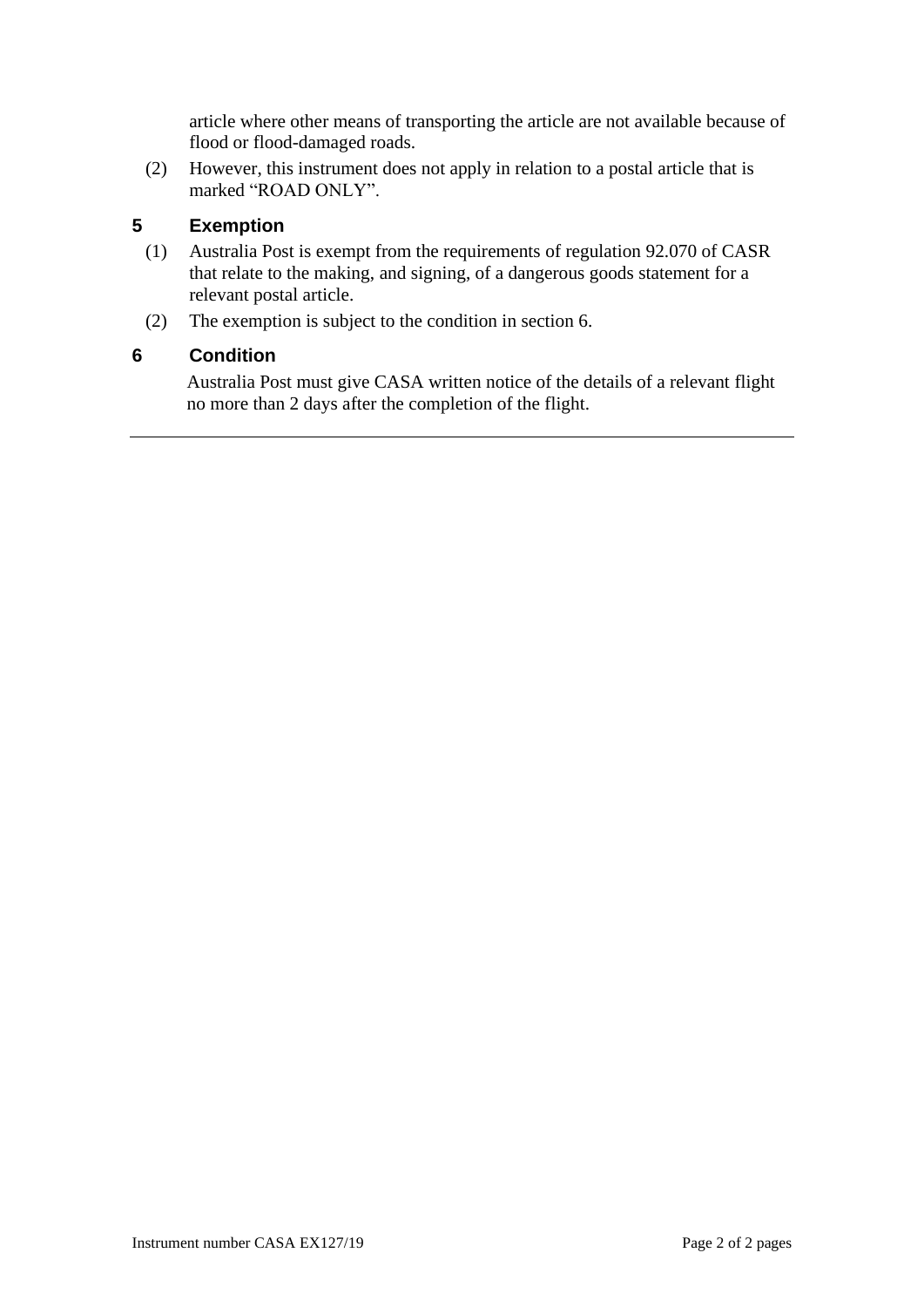article where other means of transporting the article are not available because of flood or flood-damaged roads.

(2) However, this instrument does not apply in relation to a postal article that is marked "ROAD ONLY".

## 5 Exemption

(1) Australia Post is exempt from the requirements of regulation 92.070 of CASR that relate to the making, and signing, of a dangerous goods statement for a relevant postal article.

(2) The exemption is subject to the condition in section 6.

## 6 Condition

Australia Post must give CASA written notice of the details of a relevant flight no more than 2 days after the completion of the flight.